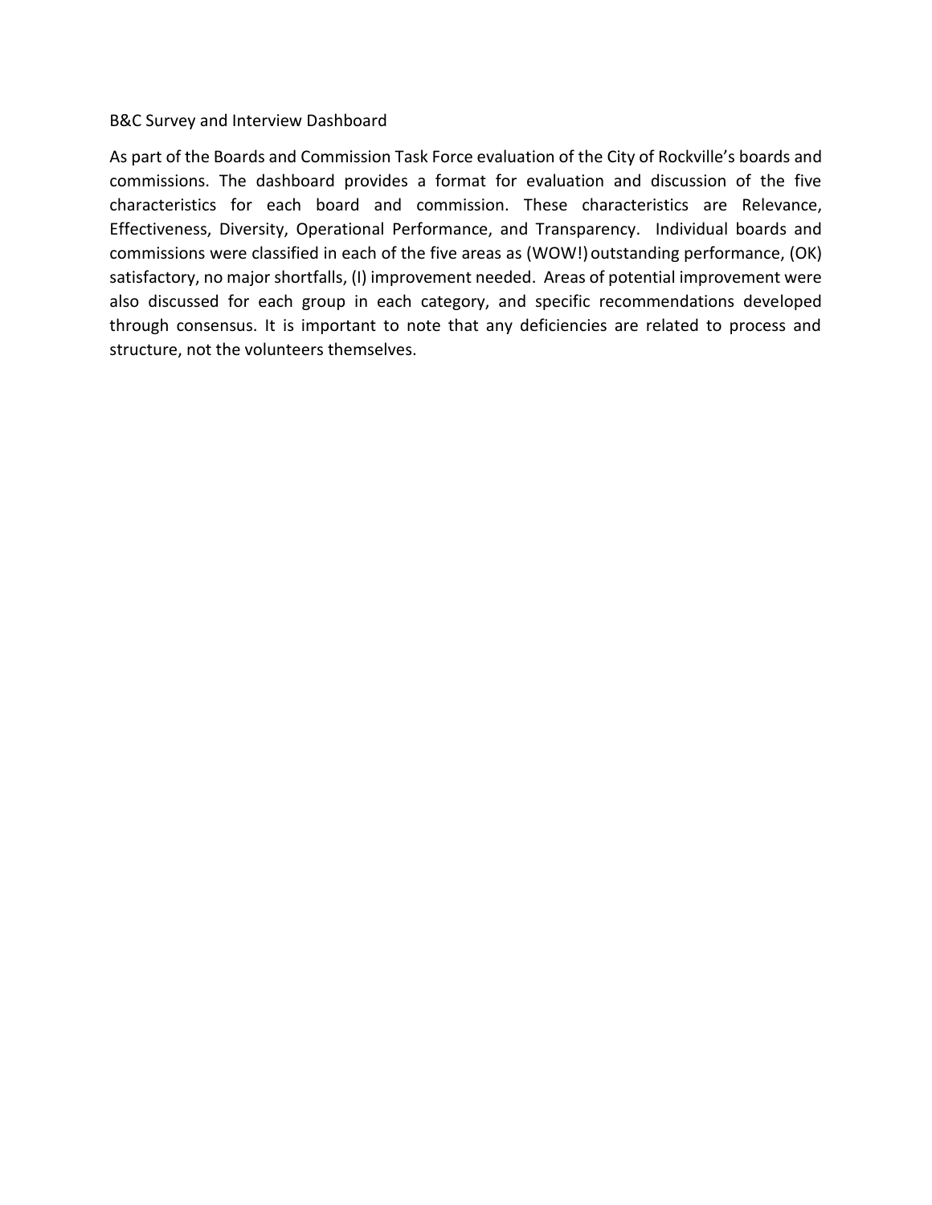B&C Survey and Interview Dashboard

As part of the Boards and Commission Task Force evaluation of the City of Rockville's boards and commissions. The dashboard provides a format for evaluation and discussion of the five characteristics for each board and commission. These characteristics are Relevance, Effectiveness, Diversity, Operational Performance, and Transparency. Individual boards and commissions were classified in each of the five areas as (WOW!) outstanding performance, (OK) satisfactory, no major shortfalls, (I) improvement needed. Areas of potential improvement were also discussed for each group in each category, and specific recommendations developed through consensus. It is important to note that any deficiencies are related to process and structure, not the volunteers themselves.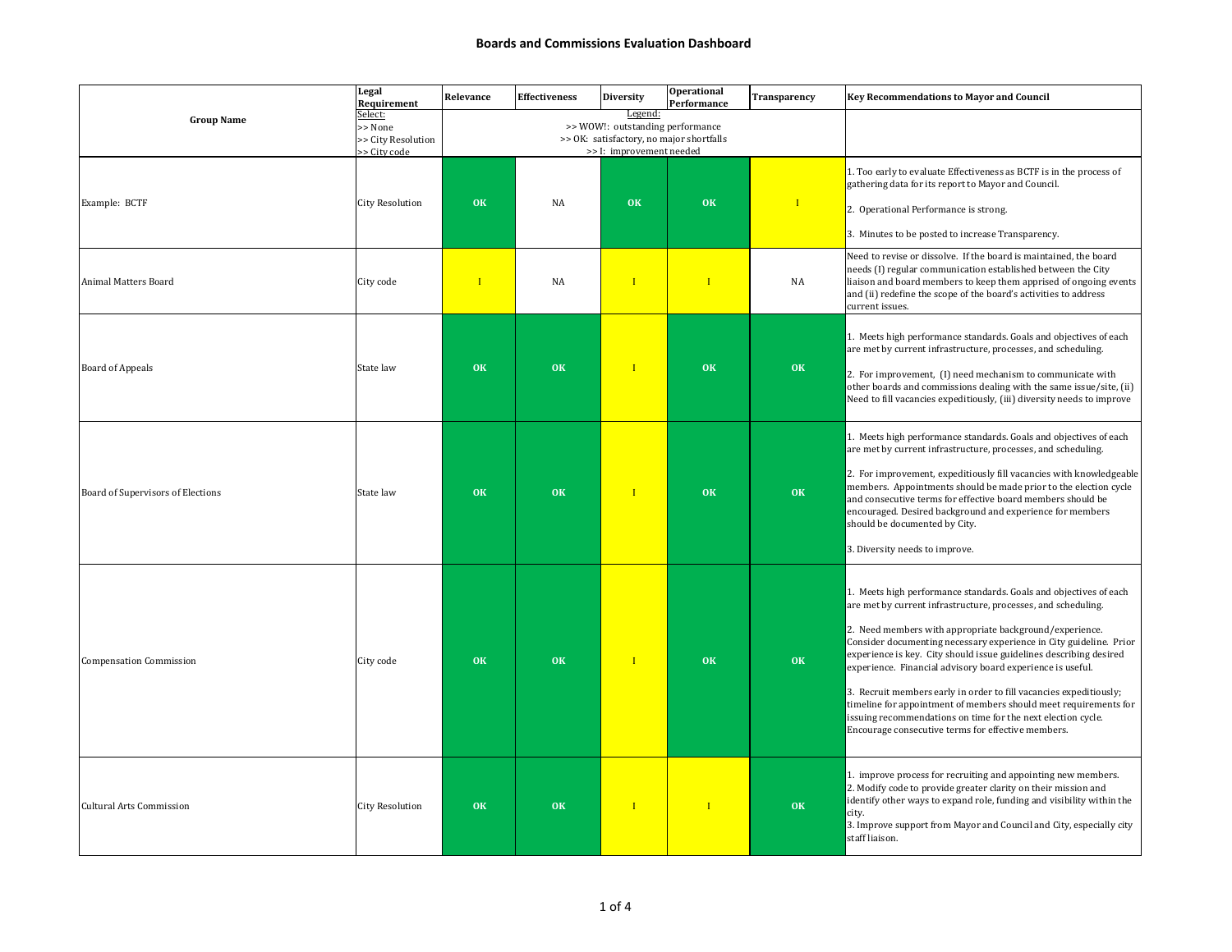# Boards and Commissions Evaluation Dashboard

| Group Name | Legal Requirement | Relevance | Effectiveness | Diversity | Operational Performance | Transparency | Key Recommendations to Mayor and Council |
|---|---|---|---|---|---|---|---|
| | Select: >> None >> City Resolution >> City code | Legend: >> WOW!: outstanding performance >> OK: satisfactory, no major shortfalls >> I: improvement needed | | | | | |
| Example: BCTF | City Resolution | OK | NA | OK | OK | I | 1. Too early to evaluate Effectiveness as BCTF is in the process of gathering data for its report to Mayor and Council. 2. Operational Performance is strong. 3. Minutes to be posted to increase Transparency. |
| Animal Matters Board | City code | I | NA | I | I | NA | Need to revise or dissolve. If the board is maintained, the board needs (I) regular communication established between the City liaison and board members to keep them apprised of ongoing events and (ii) redefine the scope of the board's activities to address current issues. |
| Board of Appeals | State law | OK | OK | I | OK | OK | 1. Meets high performance standards. Goals and objectives of each are met by current infrastructure, processes, and scheduling. 2. For improvement, (I) need mechanism to communicate with other boards and commissions dealing with the same issue/site, (ii) Need to fill vacancies expeditiously, (iii) diversity needs to improve |
| Board of Supervisors of Elections | State law | OK | OK | I | OK | OK | 1. Meets high performance standards. Goals and objectives of each are met by current infrastructure, processes, and scheduling. 2. For improvement, expeditiously fill vacancies with knowledgeable members. Appointments should be made prior to the election cycle and consecutive terms for effective board members should be encouraged. Desired background and experience for members should be documented by City. 3. Diversity needs to improve. |
| Compensation Commission | City code | OK | OK | I | OK | OK | 1. Meets high performance standards. Goals and objectives of each are met by current infrastructure, processes, and scheduling. 2. Need members with appropriate background/experience. Consider documenting necessary experience in City guideline. Prior experience is key. City should issue guidelines describing desired experience. Financial advisory board experience is useful. 3. Recruit members early in order to fill vacancies expeditiously; timeline for appointment of members should meet requirements for issuing recommendations on time for the next election cycle. Encourage consecutive terms for effective members. |
| Cultural Arts Commission | City Resolution | OK | OK | I | I | OK | 1. improve process for recruiting and appointing new members. 2. Modify code to provide greater clarity on their mission and identify other ways to expand role, funding and visibility within the city. 3. Improve support from Mayor and Council and City, especially city staff liaison. |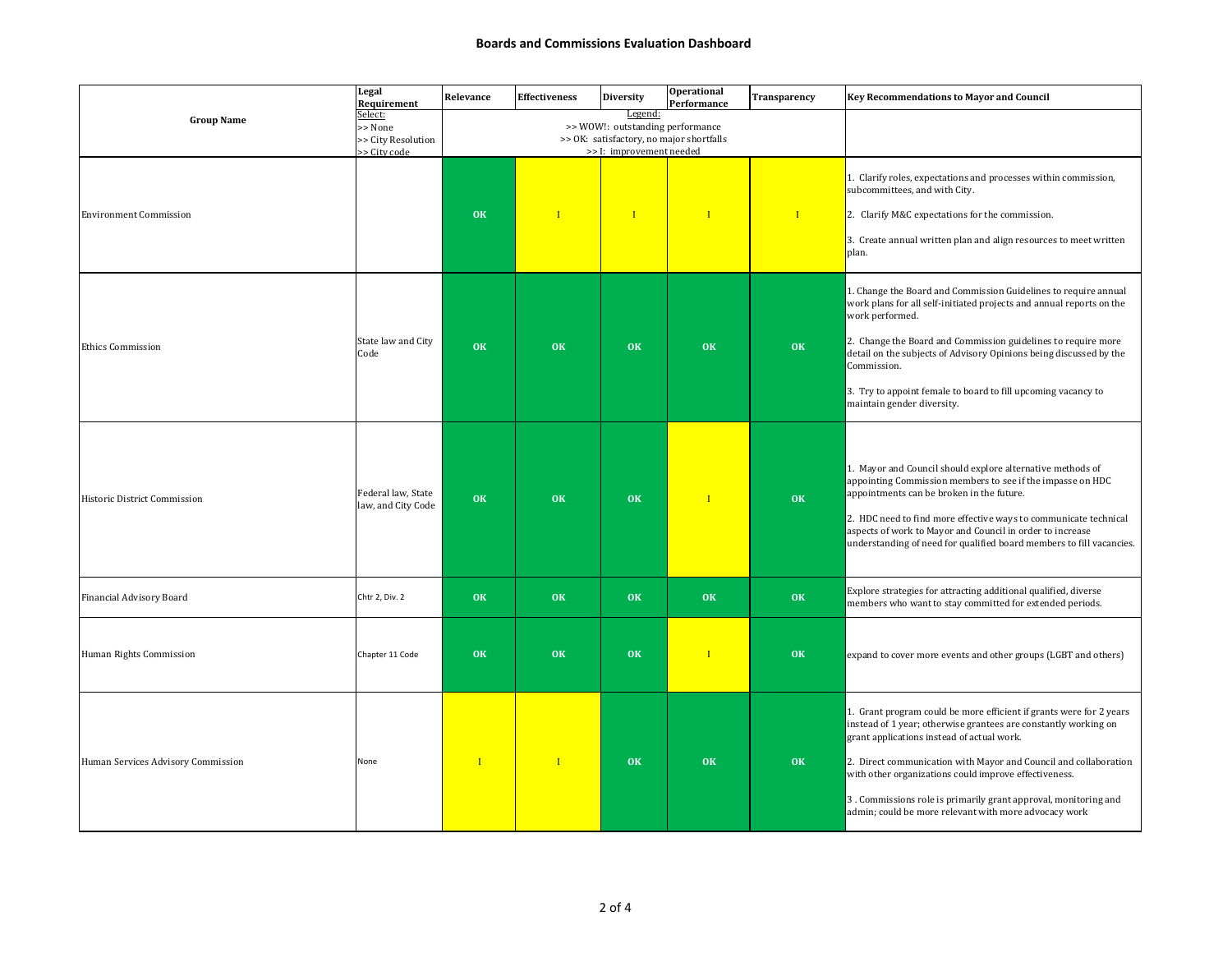## Boards and Commissions Evaluation Dashboard

| Group Name | Legal Requirement | Relevance | Effectiveness | Diversity | Operational Performance | Transparency | Key Recommendations to Mayor and Council |
|---|---|---|---|---|---|---|---|
| | Select:<br>>> None<br>>> City Resolution<br>>> City code | Legend:<br>>> WOW!: outstanding performance<br>>> OK: satisfactory, no major shortfalls<br>>> I: improvement needed | | | | | |
| Environment Commission | | OK | I | I | I | I | 1. Clarify roles, expectations and processes within commission, subcommittees, and with City.<br>2. Clarify M&C expectations for the commission.<br>3. Create annual written plan and align resources to meet written plan. |
| Ethics Commission | State law and City Code | OK | OK | OK | OK | OK | 1. Change the Board and Commission Guidelines to require annual work plans for all self-initiated projects and annual reports on the work performed.<br>2. Change the Board and Commission guidelines to require more detail on the subjects of Advisory Opinions being discussed by the Commission.<br>3. Try to appoint female to board to fill upcoming vacancy to maintain gender diversity. |
| Historic District Commission | Federal law, State law, and City Code | OK | OK | OK | I | OK | 1. Mayor and Council should explore alternative methods of appointing Commission members to see if the impasse on HDC appointments can be broken in the future.<br>2. HDC need to find more effective ways to communicate technical aspects of work to Mayor and Council in order to increase understanding of need for qualified board members to fill vacancies. |
| Financial Advisory Board | Chtr 2, Div. 2 | OK | OK | OK | OK | OK | Explore strategies for attracting additional qualified, diverse members who want to stay committed for extended periods. |
| Human Rights Commission | Chapter 11 Code | OK | OK | OK | I | OK | expand to cover more events and other groups (LGBT and others) |
| Human Services Advisory Commission | None | I | I | OK | OK | OK | 1. Grant program could be more efficient if grants were for 2 years instead of 1 year; otherwise grantees are constantly working on grant applications instead of actual work.<br>2. Direct communication with Mayor and Council and collaboration with other organizations could improve effectiveness.<br>3 . Commissions role is primarily grant approval, monitoring and admin; could be more relevant with more advocacy work |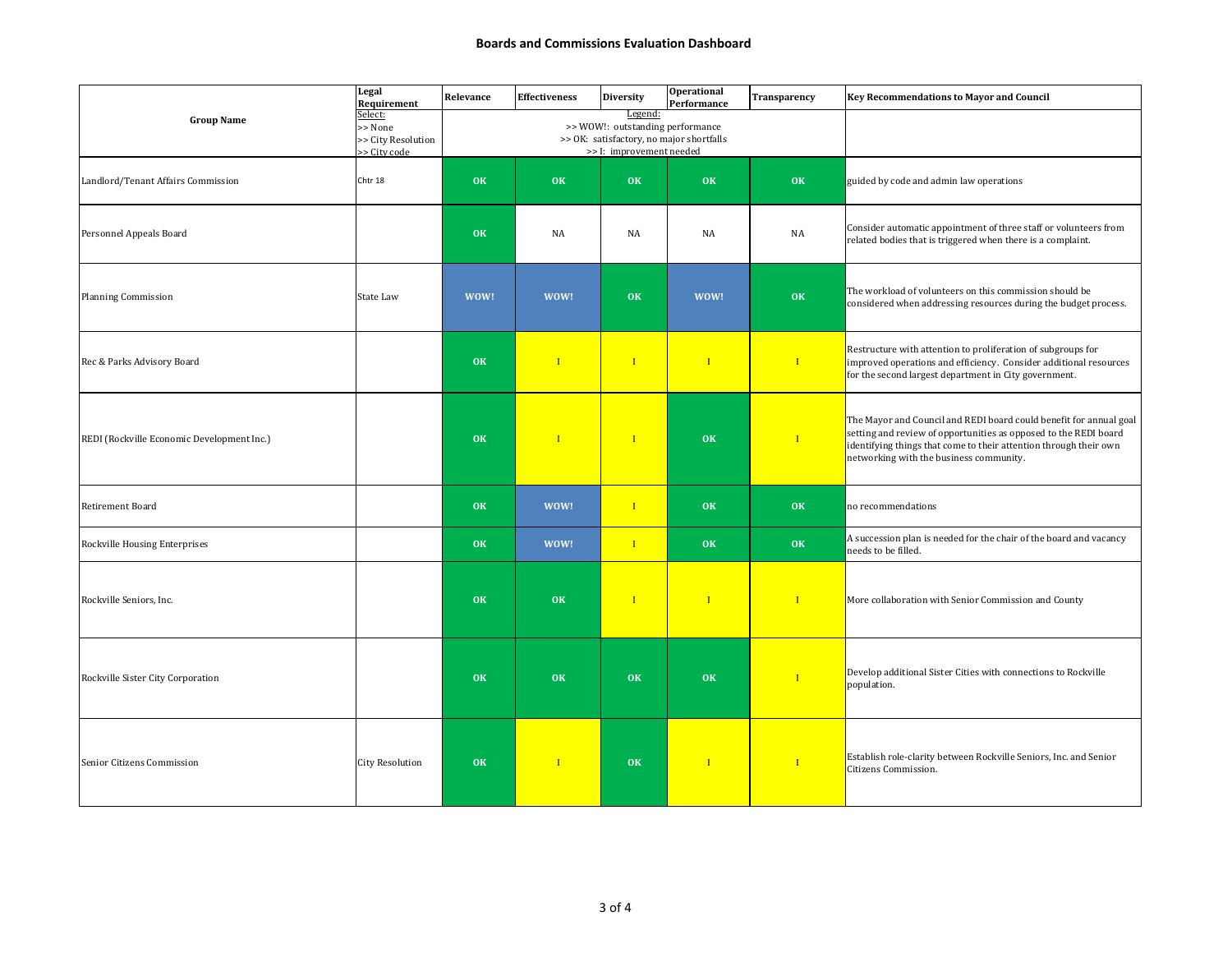### Boards and Commissions Evaluation Dashboard

| Group Name | Legal Requirement<br>Select:<br>>> None<br>>> City Resolution<br>>> City code | Relevance | Effectiveness | Diversity | Operational Performance | Transparency | Key Recommendations to Mayor and Council |
|---|---|---|---|---|---|---|---|
| | | Legend:<br>>> WOW!: outstanding performance<br>>> OK: satisfactory, no major shortfalls<br>>> I: improvement needed | | | | | |
| Landlord/Tenant Affairs Commission | Chtr 18 | OK | OK | OK | OK | OK | guided by code and admin law operations |
| Personnel Appeals Board | | OK | NA | NA | NA | NA | Consider automatic appointment of three staff or volunteers from related bodies that is triggered when there is a complaint. |
| Planning Commission | State Law | WOW! | WOW! | OK | WOW! | OK | The workload of volunteers on this commission should be considered when addressing resources during the budget process. |
| Rec & Parks Advisory Board | | OK | I | I | I | I | Restructure with attention to proliferation of subgroups for improved operations and efficiency. Consider additional resources for the second largest department in City government. |
| REDI (Rockville Economic Development Inc.) | | OK | I | I | OK | I | The Mayor and Council and REDI board could benefit for annual goal setting and review of opportunities as opposed to the REDI board identifying things that come to their attention through their own networking with the business community. |
| Retirement Board | | OK | WOW! | I | OK | OK | no recommendations |
| Rockville Housing Enterprises | | OK | WOW! | I | OK | OK | A succession plan is needed for the chair of the board and vacancy needs to be filled. |
| Rockville Seniors, Inc. | | OK | OK | I | I | I | More collaboration with Senior Commission and County |
| Rockville Sister City Corporation | | OK | OK | OK | OK | I | Develop additional Sister Cities with connections to Rockville population. |
| Senior Citizens Commission | City Resolution | OK | I | OK | I | I | Establish role-clarity between Rockville Seniors, Inc. and Senior Citizens Commission. |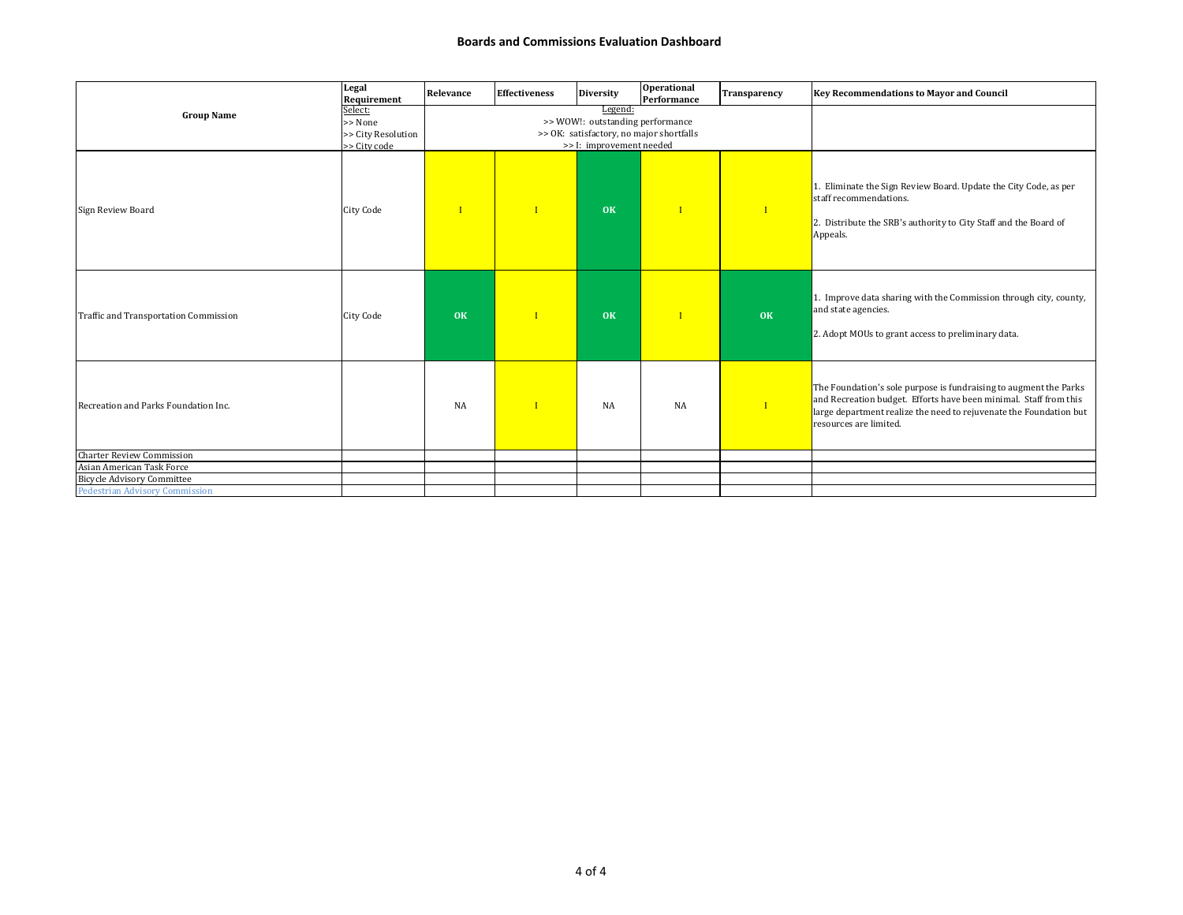## Boards and Commissions Evaluation Dashboard

| Group Name | Legal Requirement | Relevance | Effectiveness | Diversity | Operational Performance | Transparency | Key Recommendations to Mayor and Council |
|---|---|---|---|---|---|---|---|
| | Select:<br>>> None<br>>> City Resolution<br>>> City code | Legend:<br>>> WOW!: outstanding performance<br>>> OK: satisfactory, no major shortfalls<br>>> I: improvement needed | | | | | |
| Sign Review Board | City Code | I | I | OK | I | I | 1. Eliminate the Sign Review Board. Update the City Code, as per staff recommendations.<br>2. Distribute the SRB's authority to City Staff and the Board of Appeals. |
| Traffic and Transportation Commission | City Code | OK | I | OK | I | OK | 1. Improve data sharing with the Commission through city, county, and state agencies.<br>2. Adopt MOUs to grant access to preliminary data. |
| Recreation and Parks Foundation Inc. | | NA | I | NA | NA | I | The Foundation's sole purpose is fundraising to augment the Parks and Recreation budget. Efforts have been minimal. Staff from this large department realize the need to rejuvenate the Foundation but resources are limited. |
| Charter Review Commission | | | | | | | |
| Asian American Task Force | | | | | | | |
| Bicycle Advisory Committee | | | | | | | |
| Pedestrian Advisory Commission | | | | | | | |